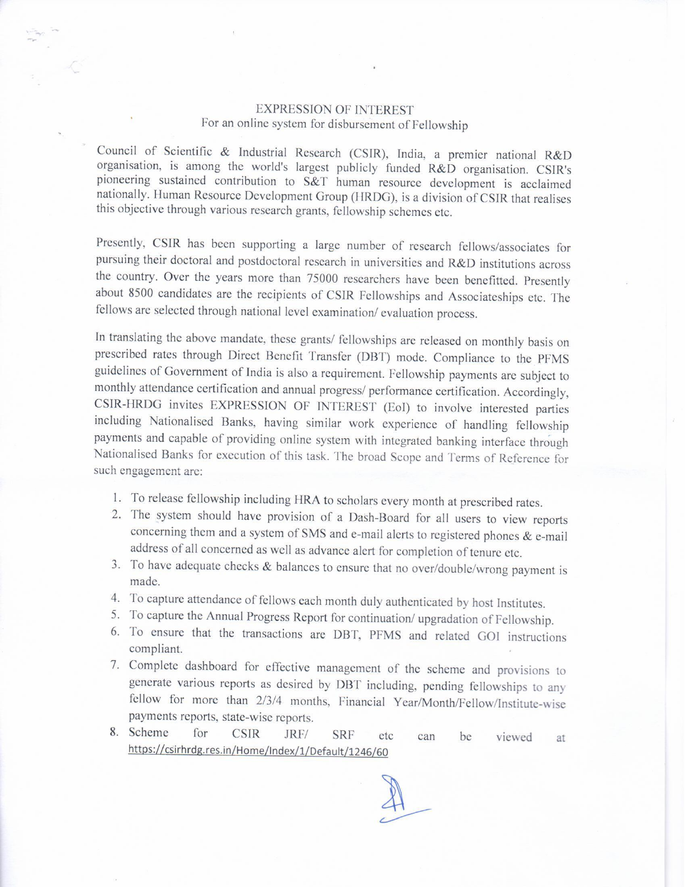# EXPRESSION OF INTEREST

## For an online system for disbursement of Fellowship

Council of Scientific & Industrial Research (CSIR), India, a premier national R&D organisation, is among the world's largest publicly funded R&D organisation. CSIR's pioneering sustained contribution to S&T human resource development is acclaimed nationally. Human Resource Development Group (HRDG), is a division of CSIR that realises this objective through various research grants, fellowship schemes etc.

Presently, CSIR has been supporting a large number of research fellows/associates for pursuing their doctoral and postdoctoral research in universities and R&D institutions across the country. Over the years more than 75000 researchers have been benefitted. Presently about 8500 candidates are the recipients of CSIR Fellowships and Associateships etc. The fellows are selected through national level examination/ evaluation process.

In translating the above mandate, these grants/ fellowships are released on monthly basis on prescribed rates through Direct Benefit Transfer (DBT) mode. Compliance to the PFMS guidelines of Government of India is also a requirement. Fellowship payments are subject to monthly attendance certification and annual progress/ performance certification. Accordingly, CSIR-HRDG invites EXPRESSION OF INTEREST (EoI) to involve interested parties including Nationalised Banks, having similar work experience of handling fellowship payments and capable of providing online system with integrated banking interface through Nationalised Banks for execution of this task. The broad Scope and Terms of Reference for such engagement are:

1. To release fellowship including HRA to scholars every month at prescribed rates.
2. The system should have provision of a Dash-Board for all users to view reports concerning them and a system of SMS and e-mail alerts to registered phones & e-mail address of all concerned as well as advance alert for completion of tenure etc.
3. To have adequate checks & balances to ensure that no over/double/wrong payment is made.
4. To capture attendance of fellows each month duly authenticated by host Institutes.
5. To capture the Annual Progress Report for continuation/ upgradation of Fellowship.
6. To ensure that the transactions are DBT, PFMS and related GOI instructions compliant.
7. Complete dashboard for effective management of the scheme and provisions to generate various reports as desired by DBT including, pending fellowships to any fellow for more than 2/3/4 months, Financial Year/Month/Fellow/Institute-wise payments reports, state-wise reports.
8. Scheme for CSIR JRF/ SRF etc can be viewed at https://csirhrdg.res.in/Home/Index/1/Default/1246/60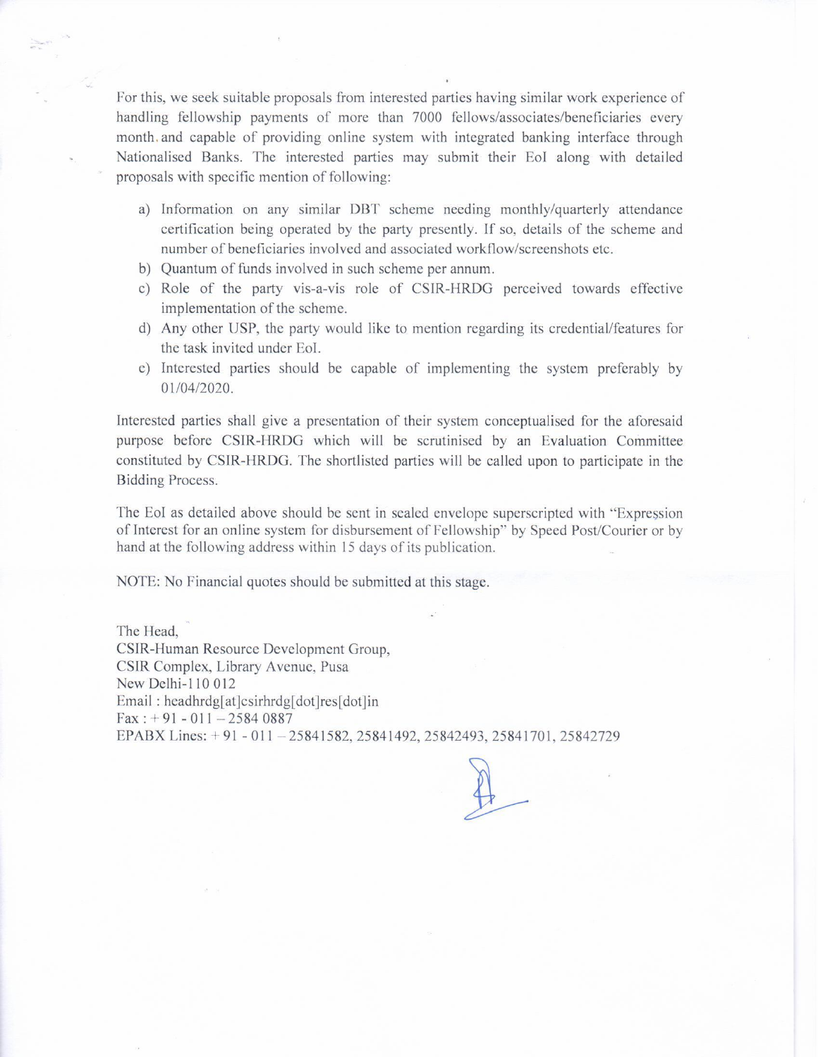For this, we seek suitable proposals from interested parties having similar work experience of handling fellowship payments of more than 7000 fellows/associates/beneficiaries every month and capable of providing online system with integrated banking interface through Nationalised Banks. The interested parties may submit their EoI along with detailed proposals with specific mention of following:

a) Information on any similar DBT scheme needing monthly/quarterly attendance certification being operated by the party presently. If so, details of the scheme and number of beneficiaries involved and associated workflow/screenshots etc.
b) Quantum of funds involved in such scheme per annum.
c) Role of the party vis-a-vis role of CSIR-HRDG perceived towards effective implementation of the scheme.
d) Any other USP, the party would like to mention regarding its credential/features for the task invited under EoI.
e) Interested parties should be capable of implementing the system preferably by 01/04/2020.

Interested parties shall give a presentation of their system conceptualised for the aforesaid purpose before CSIR-HRDG which will be scrutinised by an Evaluation Committee constituted by CSIR-HRDG. The shortlisted parties will be called upon to participate in the Bidding Process.

The EoI as detailed above should be sent in sealed envelope superscripted with "Expression of Interest for an online system for disbursement of Fellowship" by Speed Post/Courier or by hand at the following address within 15 days of its publication.

NOTE: No Financial quotes should be submitted at this stage.

The Head,
CSIR-Human Resource Development Group,
CSIR Complex, Library Avenue, Pusa
New Delhi-110 012
Email : headhrdg[at]csirhrdg[dot]res[dot]in
Fax : + 91 - 011 – 2584 0887
EPABX Lines: + 91 - 011 – 25841582, 25841492, 25842493, 25841701, 25842729